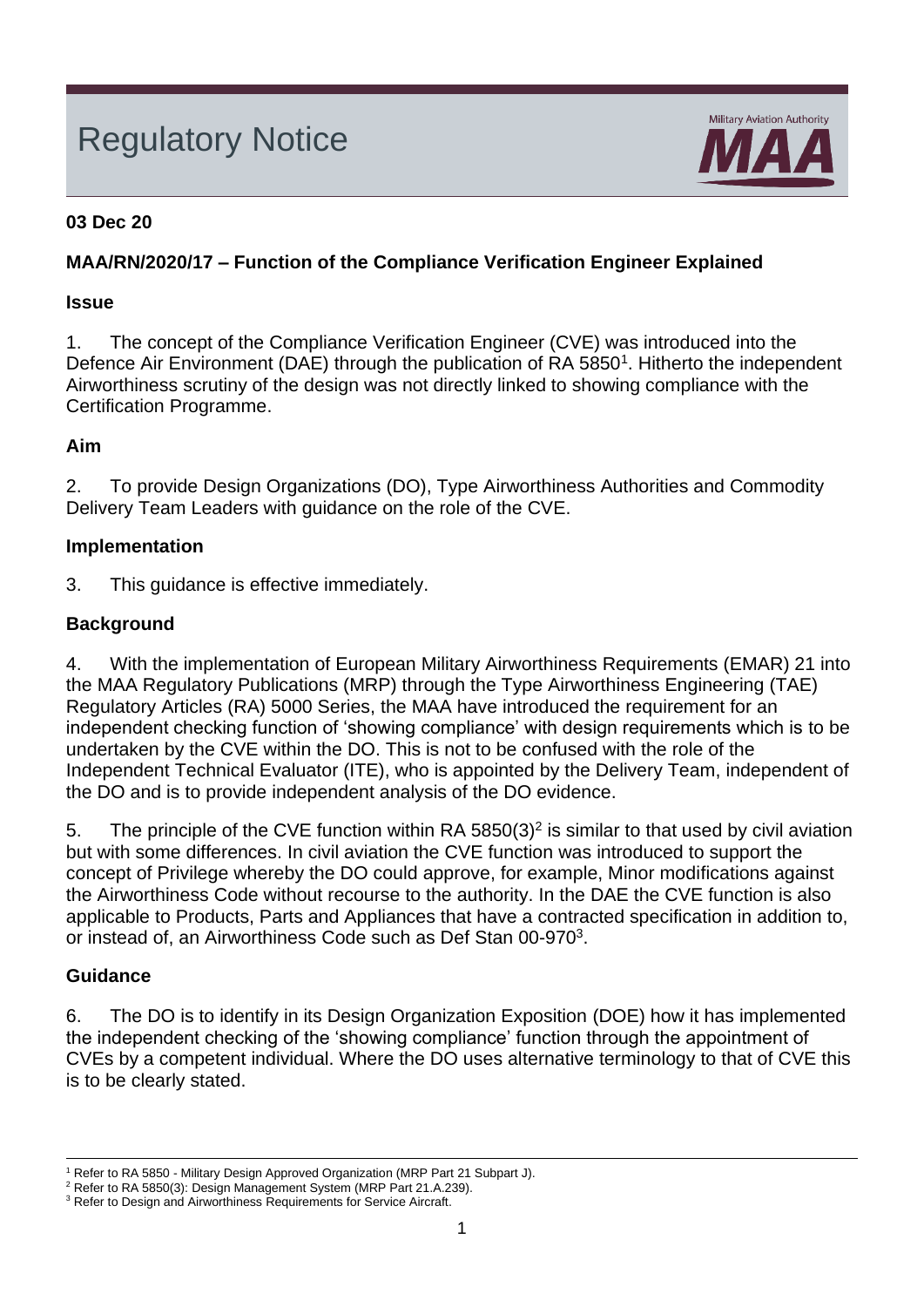# Regulatory Notice

Military Aviation Authority

**03 Dec 20**

**MAA/RN/2020/17 – Function of the Compliance Verification Engineer Explained**

**Issue**

1. The concept of the Compliance Verification Engineer (CVE) was introduced into the Defence Air Environment (DAE) through the publication of RA 5850[1]. Hitherto the independent Airworthiness scrutiny of the design was not directly linked to showing compliance with the Certification Programme.

**Aim**

2. To provide Design Organizations (DO), Type Airworthiness Authorities and Commodity Delivery Team Leaders with guidance on the role of the CVE.

**Implementation**

3. This guidance is effective immediately.

**Background**

4. With the implementation of European Military Airworthiness Requirements (EMAR) 21 into the MAA Regulatory Publications (MRP) through the Type Airworthiness Engineering (TAE) Regulatory Articles (RA) 5000 Series, the MAA have introduced the requirement for an independent checking function of 'showing compliance' with design requirements which is to be undertaken by the CVE within the DO. This is not to be confused with the role of the Independent Technical Evaluator (ITE), who is appointed by the Delivery Team, independent of the DO and is to provide independent analysis of the DO evidence.

5. The principle of the CVE function within RA 5850(3)[2] is similar to that used by civil aviation but with some differences. In civil aviation the CVE function was introduced to support the concept of Privilege whereby the DO could approve, for example, Minor modifications against the Airworthiness Code without recourse to the authority. In the DAE the CVE function is also applicable to Products, Parts and Appliances that have a contracted specification in addition to, or instead of, an Airworthiness Code such as Def Stan 00-970[3].

**Guidance**

6. The DO is to identify in its Design Organization Exposition (DOE) how it has implemented the independent checking of the 'showing compliance' function through the appointment of CVEs by a competent individual. Where the DO uses alternative terminology to that of CVE this is to be clearly stated.

---

[1] Refer to RA 5850 - Military Design Approved Organization (MRP Part 21 Subpart J).
[2] Refer to RA 5850(3): Design Management System (MRP Part 21.A.239).
[3] Refer to Design and Airworthiness Requirements for Service Aircraft.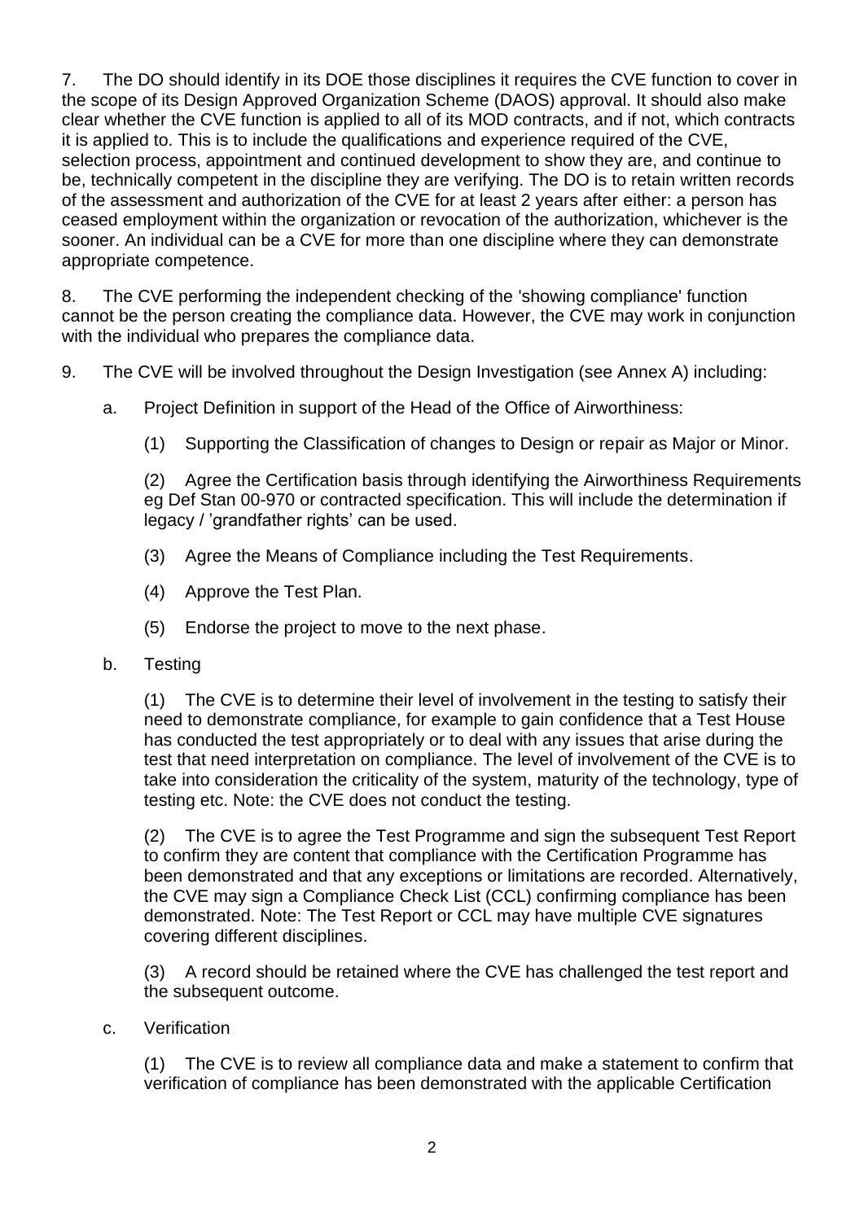7. The DO should identify in its DOE those disciplines it requires the CVE function to cover in the scope of its Design Approved Organization Scheme (DAOS) approval. It should also make clear whether the CVE function is applied to all of its MOD contracts, and if not, which contracts it is applied to. This is to include the qualifications and experience required of the CVE, selection process, appointment and continued development to show they are, and continue to be, technically competent in the discipline they are verifying. The DO is to retain written records of the assessment and authorization of the CVE for at least 2 years after either: a person has ceased employment within the organization or revocation of the authorization, whichever is the sooner. An individual can be a CVE for more than one discipline where they can demonstrate appropriate competence.

8. The CVE performing the independent checking of the 'showing compliance' function cannot be the person creating the compliance data. However, the CVE may work in conjunction with the individual who prepares the compliance data.

9. The CVE will be involved throughout the Design Investigation (see Annex A) including:

a. Project Definition in support of the Head of the Office of Airworthiness:

(1) Supporting the Classification of changes to Design or repair as Major or Minor.

(2) Agree the Certification basis through identifying the Airworthiness Requirements eg Def Stan 00-970 or contracted specification. This will include the determination if legacy / 'grandfather rights' can be used.

(3) Agree the Means of Compliance including the Test Requirements.

(4) Approve the Test Plan.

(5) Endorse the project to move to the next phase.

b. Testing

(1) The CVE is to determine their level of involvement in the testing to satisfy their need to demonstrate compliance, for example to gain confidence that a Test House has conducted the test appropriately or to deal with any issues that arise during the test that need interpretation on compliance. The level of involvement of the CVE is to take into consideration the criticality of the system, maturity of the technology, type of testing etc. Note: the CVE does not conduct the testing.

(2) The CVE is to agree the Test Programme and sign the subsequent Test Report to confirm they are content that compliance with the Certification Programme has been demonstrated and that any exceptions or limitations are recorded. Alternatively, the CVE may sign a Compliance Check List (CCL) confirming compliance has been demonstrated. Note: The Test Report or CCL may have multiple CVE signatures covering different disciplines.

(3) A record should be retained where the CVE has challenged the test report and the subsequent outcome.

c. Verification

(1) The CVE is to review all compliance data and make a statement to confirm that verification of compliance has been demonstrated with the applicable Certification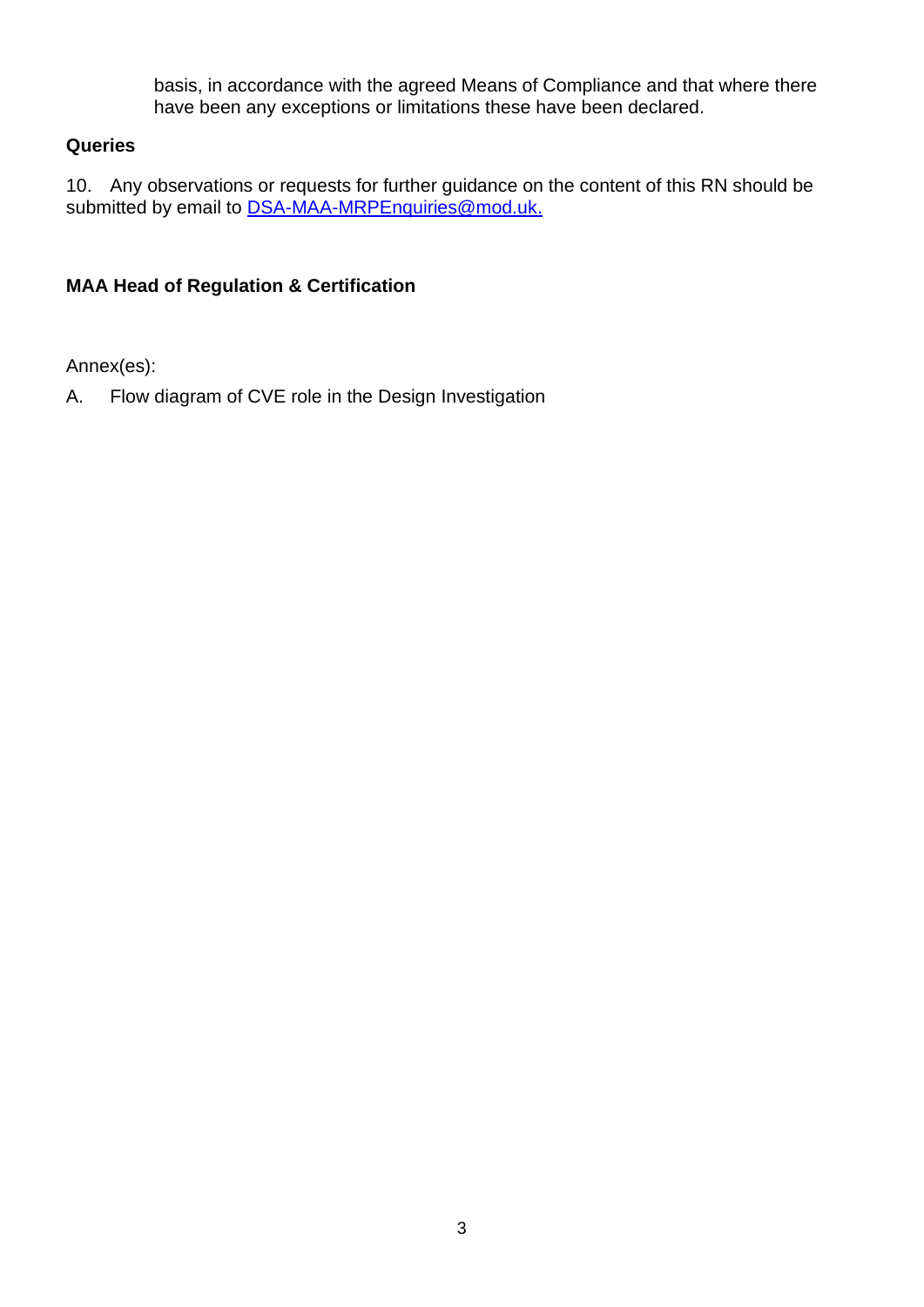basis, in accordance with the agreed Means of Compliance and that where there have been any exceptions or limitations these have been declared.

**Queries**

10. Any observations or requests for further guidance on the content of this RN should be submitted by email to DSA-MAA-MRPEnquiries@mod.uk.

**MAA Head of Regulation & Certification**

Annex(es):

A. Flow diagram of CVE role in the Design Investigation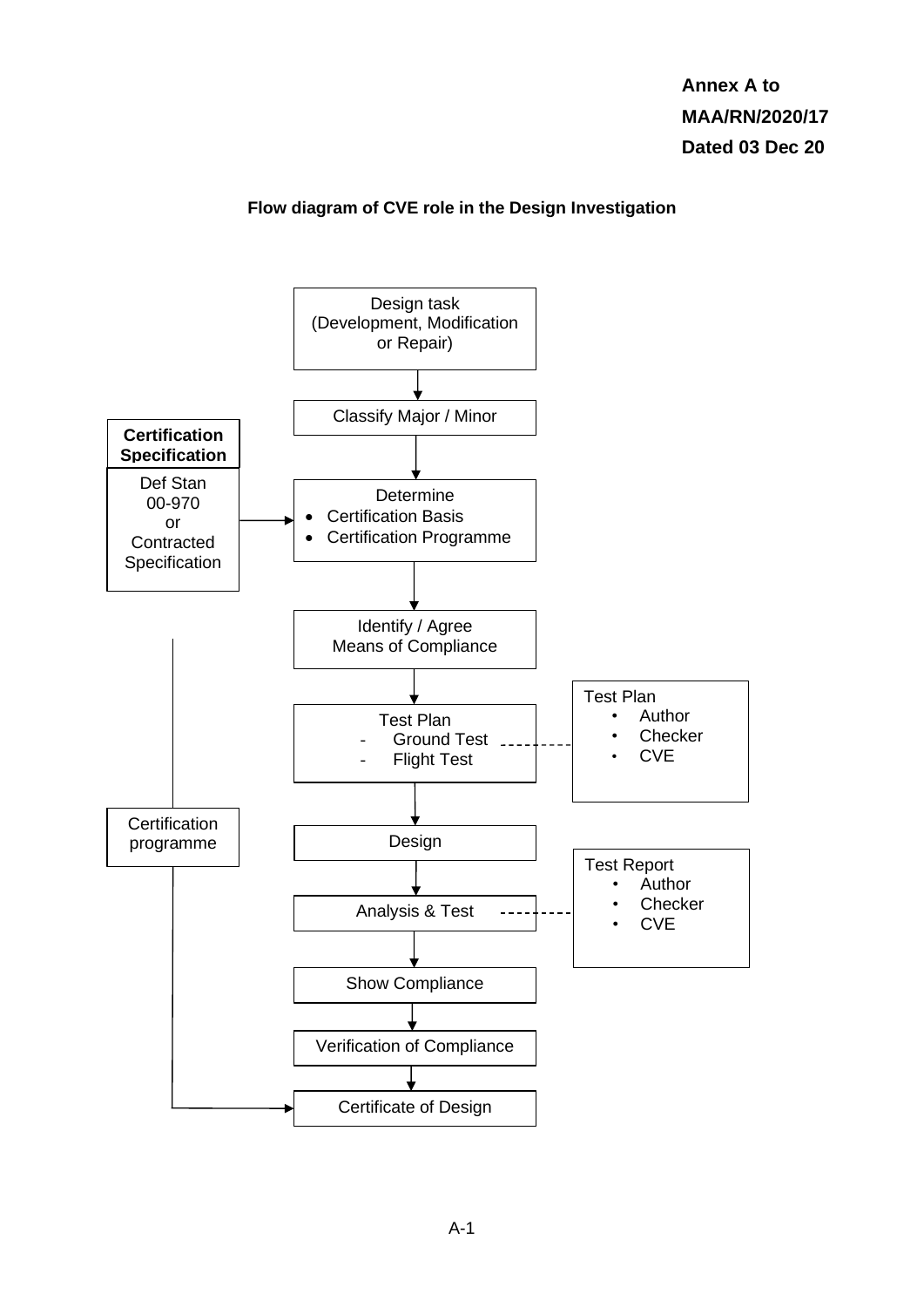**Annex A to**
**MAA/RN/2020/17**
**Dated 03 Dec 20**

**Flow diagram of CVE role in the Design Investigation**

Design task (Development, Modification or Repair)

Classify Major / Minor

**Certification Specification**

Def Stan 00-970 or Contracted Specification

Determine
- Certification Basis
- Certification Programme

Identify / Agree Means of Compliance

Test Plan
- Ground Test
- Flight Test

Test Plan
- Author
- Checker
- CVE

Certification programme

Design

Test Report
- Author
- Checker
- CVE

Analysis & Test

Show Compliance

Verification of Compliance

Certificate of Design